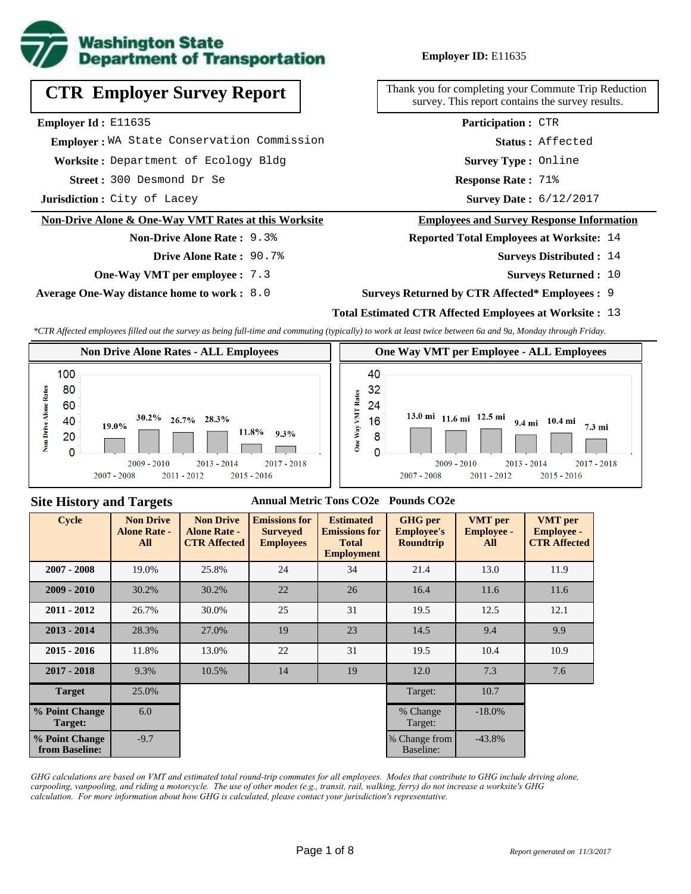**Washington State Department of Transportation**

**Employer ID:** E11635

# CTR Employer Survey Report

Thank you for completing your Commute Trip Reduction survey. This report contains the survey results.

**Employer Id :** E11635
**Employer :** WA State Conservation Commission
**Worksite :** Department of Ecology Bldg
**Street :** 300 Desmond Dr Se
**Jurisdiction :** City of Lacey

**Participation :** CTR
**Status :** Affected
**Survey Type :** Online
**Response Rate :** 71%
**Survey Date :** 6/12/2017

## Non-Drive Alone & One-Way VMT Rates at this Worksite

**Non-Drive Alone Rate :** 9.3%
**Drive Alone Rate :** 90.7%
**One-Way VMT per employee :** 7.3
**Average One-Way distance home to work :** 8.0

## Employees and Survey Response Information

**Reported Total Employees at Worksite:** 14
**Surveys Distributed :** 14
**Surveys Returned :** 10
**Surveys Returned by CTR Affected* Employees :** 9
**Total Estimated CTR Affected Employees at Worksite :** 13

*CTR Affected employees filled out the survey as being full-time and commuting (typically) to work at least twice between 6a and 9a, Monday through Friday.*

### Non Drive Alone Rates - ALL Employees

| Cycle | Rate |
|---|---|
| 2007 - 2008 | 19.0% |
| 2009 - 2010 | 30.2% |
| 2011 - 2012 | 26.7% |
| 2013 - 2014 | 28.3% |
| 2015 - 2016 | 11.8% |
| 2017 - 2018 | 9.3% |

### One Way VMT per Employee - ALL Employees

| Cycle | VMT |
|---|---|
| 2007 - 2008 | 13.0 mi |
| 2009 - 2010 | 11.6 mi |
| 2011 - 2012 | 12.5 mi |
| 2013 - 2014 | 9.4 mi |
| 2015 - 2016 | 10.4 mi |
| 2017 - 2018 | 7.3 mi |

## Site History and Targets

Annual Metric Tons CO2e — Pounds CO2e

| Cycle | Non Drive Alone Rate - All | Non Drive Alone Rate - CTR Affected | Emissions for Surveyed Employees | Estimated Emissions for Total Employment | GHG per Employee's Roundtrip | VMT per Employee - All | VMT per Employee - CTR Affected |
|---|---|---|---|---|---|---|---|
| 2007 - 2008 | 19.0% | 25.8% | 24 | 34 | 21.4 | 13.0 | 11.9 |
| 2009 - 2010 | 30.2% | 30.2% | 22 | 26 | 16.4 | 11.6 | 11.6 |
| 2011 - 2012 | 26.7% | 30.0% | 25 | 31 | 19.5 | 12.5 | 12.1 |
| 2013 - 2014 | 28.3% | 27.0% | 19 | 23 | 14.5 | 9.4 | 9.9 |
| 2015 - 2016 | 11.8% | 13.0% | 22 | 31 | 19.5 | 10.4 | 10.9 |
| 2017 - 2018 | 9.3% | 10.5% | 14 | 19 | 12.0 | 7.3 | 7.6 |
| Target | 25.0% | | | | Target: | 10.7 | |
| % Point Change Target: | 6.0 | | | | % Change Target: | -18.0% | |
| % Point Change from Baseline: | -9.7 | | | | % Change from Baseline: | -43.8% | |

*GHG calculations are based on VMT and estimated total round-trip commutes for all employees. Modes that contribute to GHG include driving alone, carpooling, vanpooling, and riding a motorcycle. The use of other modes (e.g., transit, rail, walking, ferry) do not increase a worksite's GHG calculation. For more information about how GHG is calculated, please contact your jurisdiction's representative.*

*Report generated on 11/3/2017*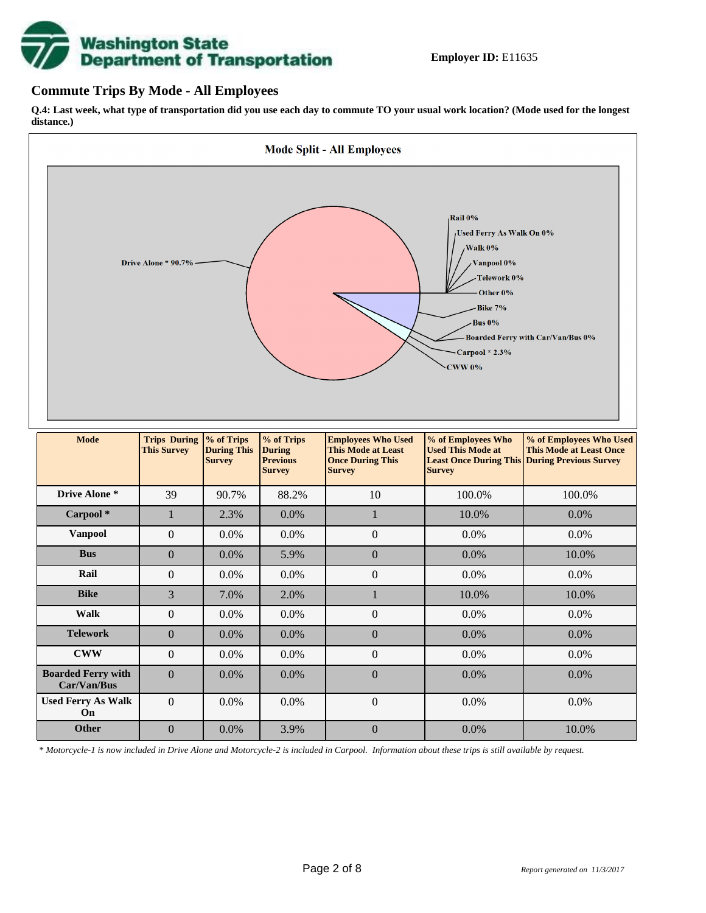**Employer ID:** E11635

## Commute Trips By Mode - All Employees

**Q.4: Last week, what type of transportation did you use each day to commute TO your usual work location? (Mode used for the longest distance.)**

Mode Split - All Employees

Drive Alone * 90.7%
Rail 0%
Used Ferry As Walk On 0%
Walk 0%
Vanpool 0%
Telework 0%
Other 0%
Bike 7%
Bus 0%
Boarded Ferry with Car/Van/Bus 0%
Carpool * 2.3%
CWW 0%

| Mode | Trips During This Survey | % of Trips During This Survey | % of Trips During Previous Survey | Employees Who Used This Mode at Least Once During This Survey | % of Employees Who Used This Mode at Least Once During This Survey | % of Employees Who Used This Mode at Least Once During Previous Survey |
|---|---|---|---|---|---|---|
| Drive Alone * | 39 | 90.7% | 88.2% | 10 | 100.0% | 100.0% |
| Carpool * | 1 | 2.3% | 0.0% | 1 | 10.0% | 0.0% |
| Vanpool | 0 | 0.0% | 0.0% | 0 | 0.0% | 0.0% |
| Bus | 0 | 0.0% | 5.9% | 0 | 0.0% | 10.0% |
| Rail | 0 | 0.0% | 0.0% | 0 | 0.0% | 0.0% |
| Bike | 3 | 7.0% | 2.0% | 1 | 10.0% | 10.0% |
| Walk | 0 | 0.0% | 0.0% | 0 | 0.0% | 0.0% |
| Telework | 0 | 0.0% | 0.0% | 0 | 0.0% | 0.0% |
| CWW | 0 | 0.0% | 0.0% | 0 | 0.0% | 0.0% |
| Boarded Ferry with Car/Van/Bus | 0 | 0.0% | 0.0% | 0 | 0.0% | 0.0% |
| Used Ferry As Walk On | 0 | 0.0% | 0.0% | 0 | 0.0% | 0.0% |
| Other | 0 | 0.0% | 3.9% | 0 | 0.0% | 10.0% |

*\* Motorcycle-1 is now included in Drive Alone and Motorcycle-2 is included in Carpool. Information about these trips is still available by request.*

*Report generated on 11/3/2017*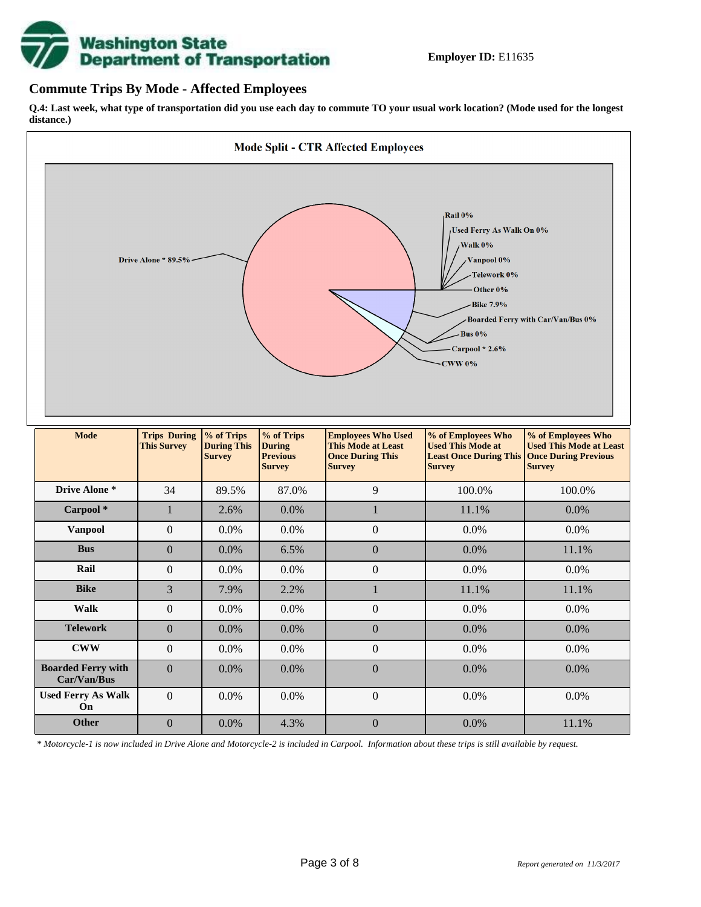Employer ID: E11635

## Commute Trips By Mode - Affected Employees

**Q.4: Last week, what type of transportation did you use each day to commute TO your usual work location? (Mode used for the longest distance.)**

**Mode Split - CTR Affected Employees**

Drive Alone * 89.5%
Rail 0%
Used Ferry As Walk On 0%
Walk 0%
Vanpool 0%
Telework 0%
Other 0%
Bike 7.9%
Boarded Ferry with Car/Van/Bus 0%
Bus 0%
Carpool * 2.6%
CWW 0%

| Mode | Trips During This Survey | % of Trips During This Survey | % of Trips During Previous Survey | Employees Who Used This Mode at Least Once During This Survey | % of Employees Who Used This Mode at Least Once During This Survey | % of Employees Who Used This Mode at Least Once During Previous Survey |
|---|---|---|---|---|---|---|
| **Drive Alone *** | 34 | 89.5% | 87.0% | 9 | 100.0% | 100.0% |
| **Carpool *** | 1 | 2.6% | 0.0% | 1 | 11.1% | 0.0% |
| **Vanpool** | 0 | 0.0% | 0.0% | 0 | 0.0% | 0.0% |
| **Bus** | 0 | 0.0% | 6.5% | 0 | 0.0% | 11.1% |
| **Rail** | 0 | 0.0% | 0.0% | 0 | 0.0% | 0.0% |
| **Bike** | 3 | 7.9% | 2.2% | 1 | 11.1% | 11.1% |
| **Walk** | 0 | 0.0% | 0.0% | 0 | 0.0% | 0.0% |
| **Telework** | 0 | 0.0% | 0.0% | 0 | 0.0% | 0.0% |
| **CWW** | 0 | 0.0% | 0.0% | 0 | 0.0% | 0.0% |
| **Boarded Ferry with Car/Van/Bus** | 0 | 0.0% | 0.0% | 0 | 0.0% | 0.0% |
| **Used Ferry As Walk On** | 0 | 0.0% | 0.0% | 0 | 0.0% | 0.0% |
| **Other** | 0 | 0.0% | 4.3% | 0 | 0.0% | 11.1% |

*\* Motorcycle-1 is now included in Drive Alone and Motorcycle-2 is included in Carpool. Information about these trips is still available by request.*

*Report generated on 11/3/2017*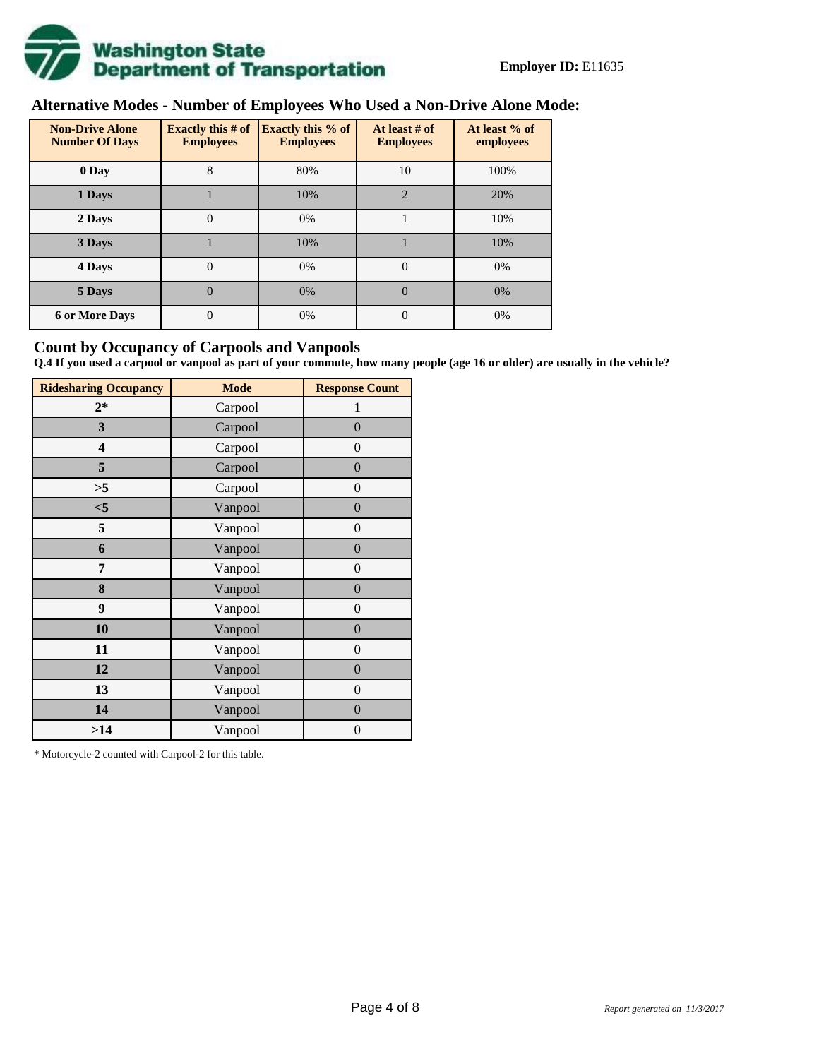**Employer ID:** E11635

## Alternative Modes - Number of Employees Who Used a Non-Drive Alone Mode:

| Non-Drive Alone Number Of Days | Exactly this # of Employees | Exactly this % of Employees | At least # of Employees | At least % of employees |
|---|---|---|---|---|
| 0 Day | 8 | 80% | 10 | 100% |
| 1 Days | 1 | 10% | 2 | 20% |
| 2 Days | 0 | 0% | 1 | 10% |
| 3 Days | 1 | 10% | 1 | 10% |
| 4 Days | 0 | 0% | 0 | 0% |
| 5 Days | 0 | 0% | 0 | 0% |
| 6 or More Days | 0 | 0% | 0 | 0% |

## Count by Occupancy of Carpools and Vanpools

**Q.4 If you used a carpool or vanpool as part of your commute, how many people (age 16 or older) are usually in the vehicle?**

| Ridesharing Occupancy | Mode | Response Count |
|---|---|---|
| 2* | Carpool | 1 |
| 3 | Carpool | 0 |
| 4 | Carpool | 0 |
| 5 | Carpool | 0 |
| >5 | Carpool | 0 |
| <5 | Vanpool | 0 |
| 5 | Vanpool | 0 |
| 6 | Vanpool | 0 |
| 7 | Vanpool | 0 |
| 8 | Vanpool | 0 |
| 9 | Vanpool | 0 |
| 10 | Vanpool | 0 |
| 11 | Vanpool | 0 |
| 12 | Vanpool | 0 |
| 13 | Vanpool | 0 |
| 14 | Vanpool | 0 |
| >14 | Vanpool | 0 |

* Motorcycle-2 counted with Carpool-2 for this table.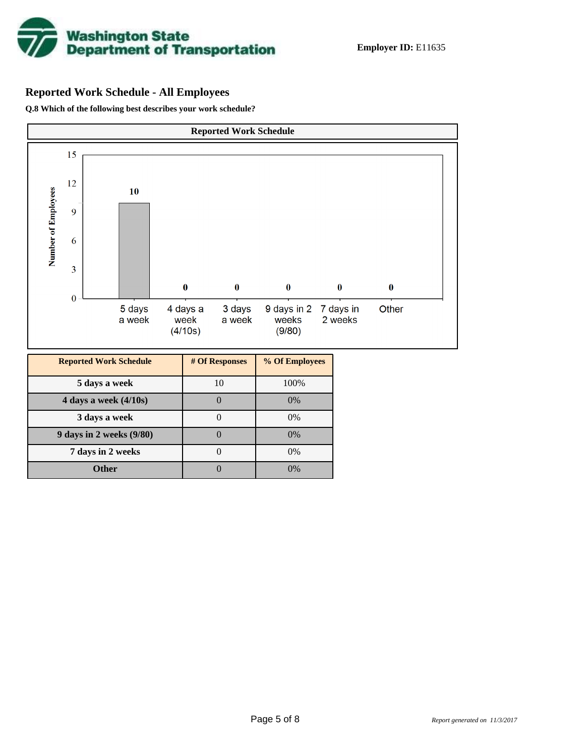**Employer ID:** E11635

## Reported Work Schedule - All Employees

**Q.8 Which of the following best describes your work schedule?**

| Reported Work Schedule | # Of Responses | % Of Employees |
| --- | --- | --- |
| 5 days a week | 10 | 100% |
| 4 days a week (4/10s) | 0 | 0% |
| 3 days a week | 0 | 0% |
| 9 days in 2 weeks (9/80) | 0 | 0% |
| 7 days in 2 weeks | 0 | 0% |
| Other | 0 | 0% |

*Report generated on 11/3/2017*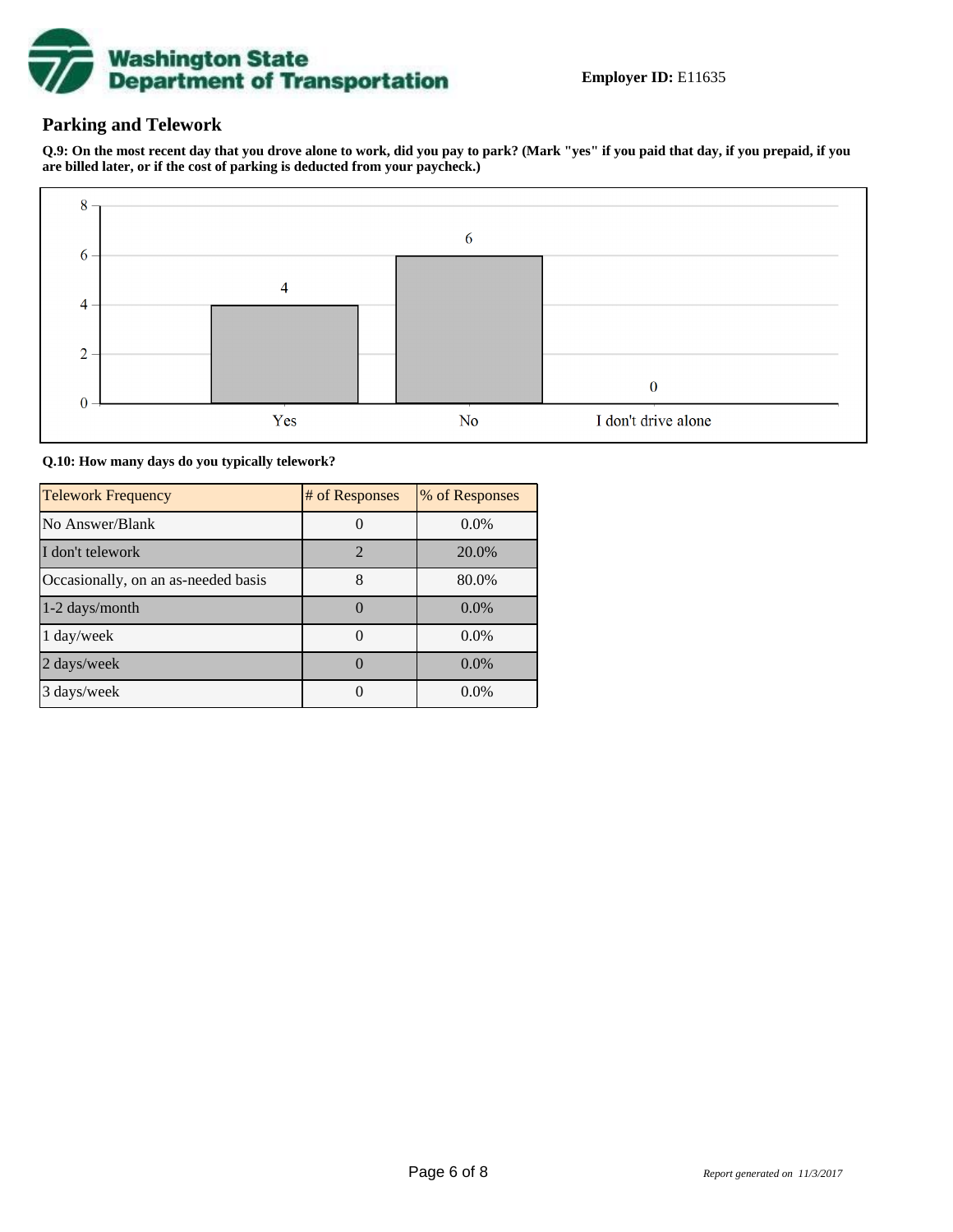Employer ID: E11635

## Parking and Telework

**Q.9: On the most recent day that you drove alone to work, did you pay to park? (Mark "yes" if you paid that day, if you prepaid, if you are billed later, or if the cost of parking is deducted from your paycheck.)**

| Response | Count |
|---|---|
| Yes | 4 |
| No | 6 |
| I don't drive alone | 0 |

**Q.10: How many days do you typically telework?**

| Telework Frequency | # of Responses | % of Responses |
|---|---|---|
| No Answer/Blank | 0 | 0.0% |
| I don't telework | 2 | 20.0% |
| Occasionally, on an as-needed basis | 8 | 80.0% |
| 1-2 days/month | 0 | 0.0% |
| 1 day/week | 0 | 0.0% |
| 2 days/week | 0 | 0.0% |
| 3 days/week | 0 | 0.0% |

*Report generated on 11/3/2017*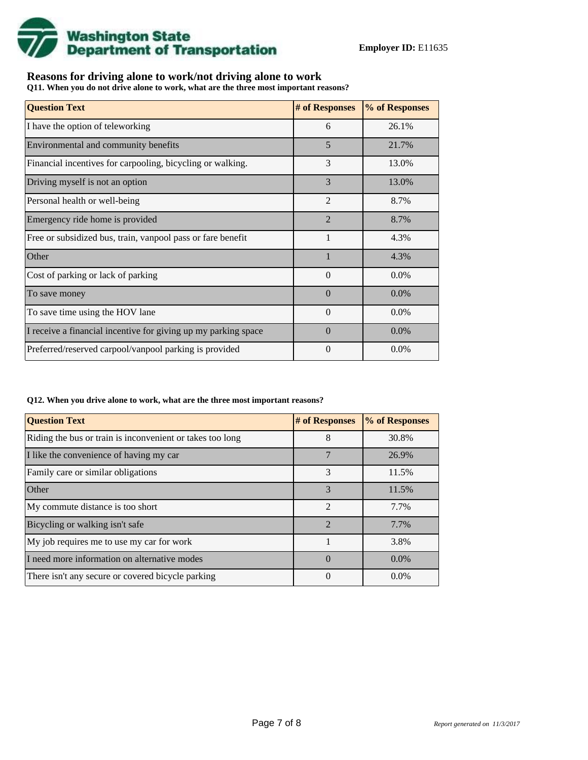**Employer ID:** E11635

## Reasons for driving alone to work/not driving alone to work

**Q11. When you do not drive alone to work, what are the three most important reasons?**

| Question Text | # of Responses | % of Responses |
|---|---|---|
| I have the option of teleworking | 6 | 26.1% |
| Environmental and community benefits | 5 | 21.7% |
| Financial incentives for carpooling, bicycling or walking. | 3 | 13.0% |
| Driving myself is not an option | 3 | 13.0% |
| Personal health or well-being | 2 | 8.7% |
| Emergency ride home is provided | 2 | 8.7% |
| Free or subsidized bus, train, vanpool pass or fare benefit | 1 | 4.3% |
| Other | 1 | 4.3% |
| Cost of parking or lack of parking | 0 | 0.0% |
| To save money | 0 | 0.0% |
| To save time using the HOV lane | 0 | 0.0% |
| I receive a financial incentive for giving up my parking space | 0 | 0.0% |
| Preferred/reserved carpool/vanpool parking is provided | 0 | 0.0% |

**Q12. When you drive alone to work, what are the three most important reasons?**

| Question Text | # of Responses | % of Responses |
|---|---|---|
| Riding the bus or train is inconvenient or takes too long | 8 | 30.8% |
| I like the convenience of having my car | 7 | 26.9% |
| Family care or similar obligations | 3 | 11.5% |
| Other | 3 | 11.5% |
| My commute distance is too short | 2 | 7.7% |
| Bicycling or walking isn't safe | 2 | 7.7% |
| My job requires me to use my car for work | 1 | 3.8% |
| I need more information on alternative modes | 0 | 0.0% |
| There isn't any secure or covered bicycle parking | 0 | 0.0% |

*Report generated on 11/3/2017*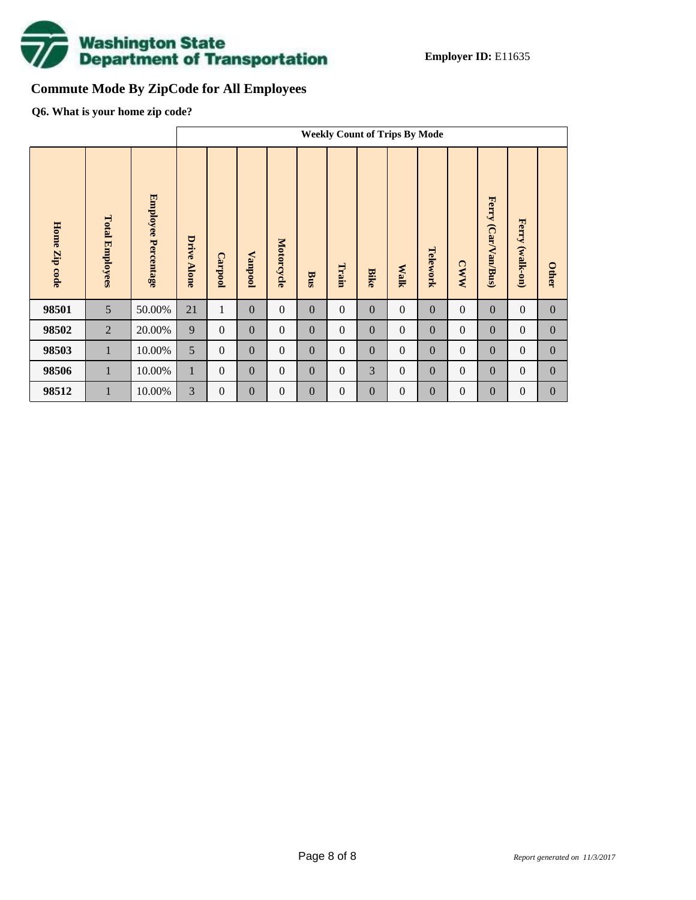**Employer ID:** E11635

## Commute Mode By ZipCode for All Employees

**Q6. What is your home zip code?**

| | | | Weekly Count of Trips By Mode | | | | | | | | | | | | | |
|---|---|---|---|---|---|---|---|---|---|---|---|---|---|---|---|---|
| **Home Zip code** | **Total Employees** | **Employee Percentage** | **Drive Alone** | **Carpool** | **Vanpool** | **Motorcycle** | **Bus** | **Train** | **Bike** | **Walk** | **Telework** | **CWW** | **Ferry (Car/Van/Bus)** | **Ferry (walk-on)** | **Other** |
| **98501** | 5 | 50.00% | 21 | 1 | 0 | 0 | 0 | 0 | 0 | 0 | 0 | 0 | 0 | 0 | 0 |
| **98502** | 2 | 20.00% | 9 | 0 | 0 | 0 | 0 | 0 | 0 | 0 | 0 | 0 | 0 | 0 | 0 |
| **98503** | 1 | 10.00% | 5 | 0 | 0 | 0 | 0 | 0 | 0 | 0 | 0 | 0 | 0 | 0 | 0 |
| **98506** | 1 | 10.00% | 1 | 0 | 0 | 0 | 0 | 0 | 3 | 0 | 0 | 0 | 0 | 0 | 0 |
| **98512** | 1 | 10.00% | 3 | 0 | 0 | 0 | 0 | 0 | 0 | 0 | 0 | 0 | 0 | 0 | 0 |

*Report generated on 11/3/2017*